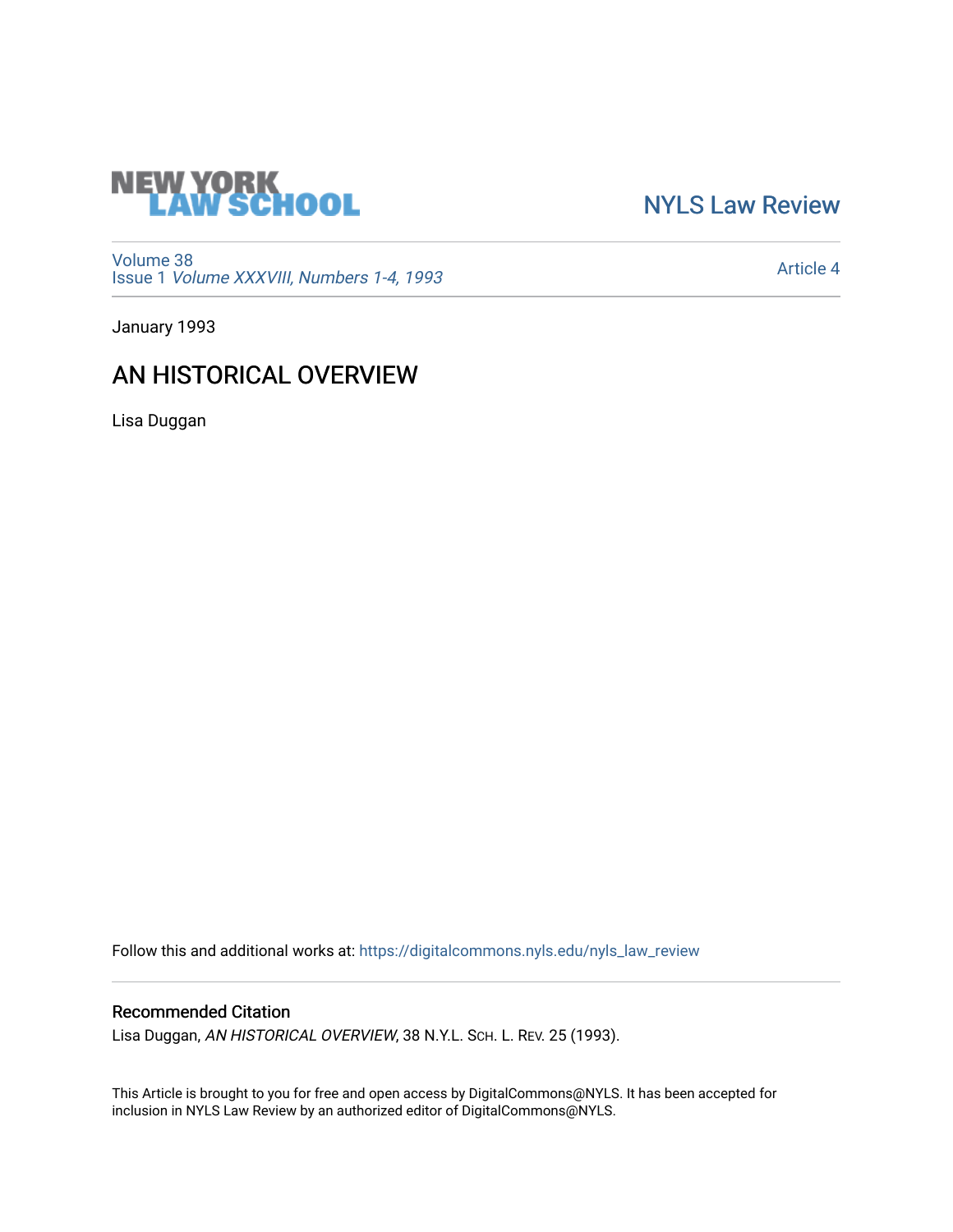NEW YORK LAW SCHOOL

NYLS Law Review

Volume 38
Issue 1 *Volume XXXVIII, Numbers 1-4, 1993*

Article 4

January 1993

# AN HISTORICAL OVERVIEW

Lisa Duggan

Follow this and additional works at: https://digitalcommons.nyls.edu/nyls_law_review

## Recommended Citation

Lisa Duggan, *AN HISTORICAL OVERVIEW*, 38 N.Y.L. Sch. L. Rev. 25 (1993).

This Article is brought to you for free and open access by DigitalCommons@NYLS. It has been accepted for inclusion in NYLS Law Review by an authorized editor of DigitalCommons@NYLS.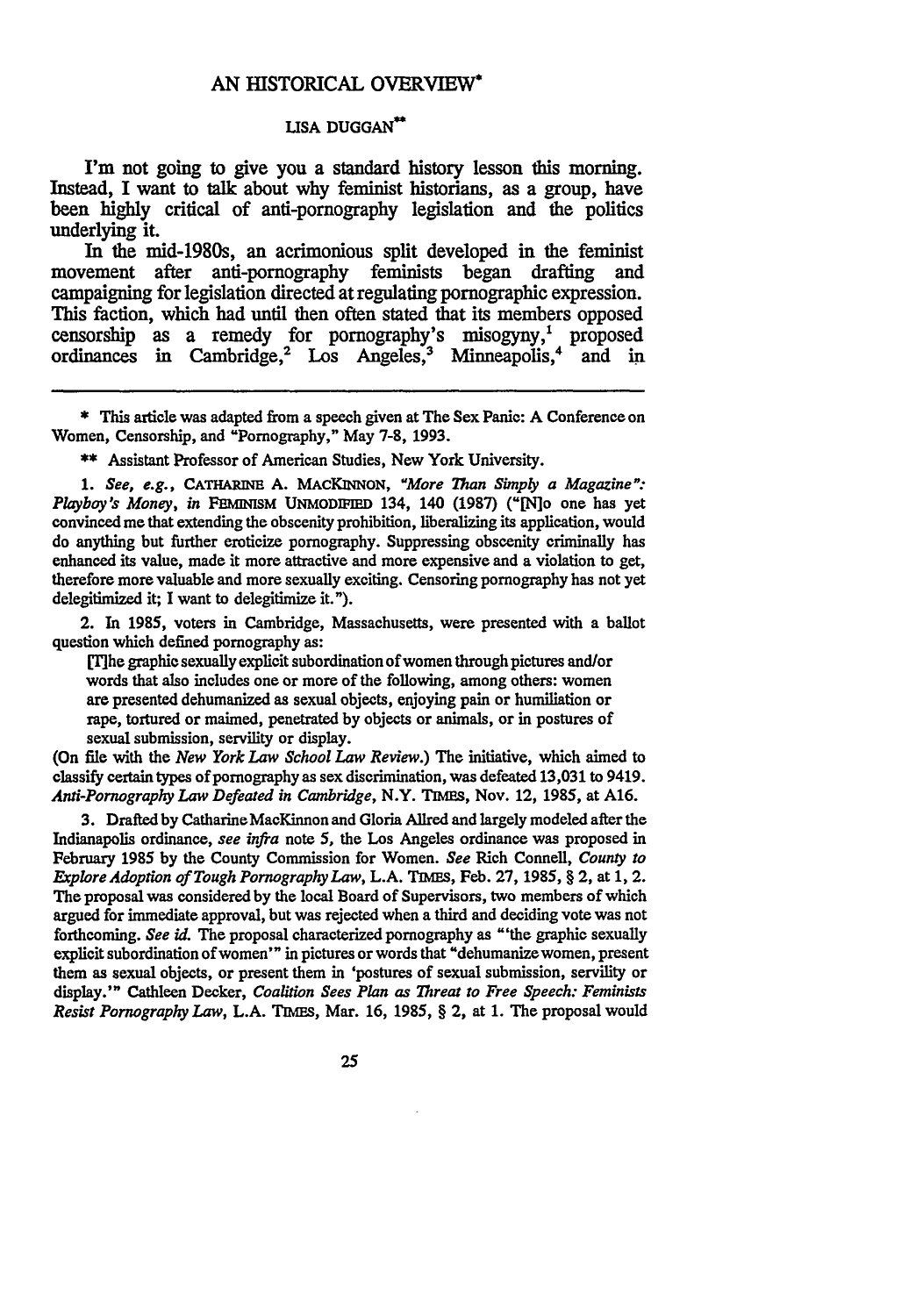# AN HISTORICAL OVERVIEW*

LISA DUGGAN**

I'm not going to give you a standard history lesson this morning. Instead, I want to talk about why feminist historians, as a group, have been highly critical of anti-pornography legislation and the politics underlying it.

In the mid-1980s, an acrimonious split developed in the feminist movement after anti-pornography feminists began drafting and campaigning for legislation directed at regulating pornographic expression. This faction, which had until then often stated that its members opposed censorship as a remedy for pornography's misogyny,[1] proposed ordinances in Cambridge,[2] Los Angeles,[3] Minneapolis,[4] and in

---

\* This article was adapted from a speech given at The Sex Panic: A Conference on Women, Censorship, and "Pornography," May 7-8, 1993.

\*\* Assistant Professor of American Studies, New York University.

1. *See, e.g.*, CATHARINE A. MACKINNON, *"More Than Simply a Magazine": Playboy's Money*, *in* FEMINISM UNMODIFIED 134, 140 (1987) ("[N]o one has yet convinced me that extending the obscenity prohibition, liberalizing its application, would do anything but further eroticize pornography. Suppressing obscenity criminally has enhanced its value, made it more attractive and more expensive and a violation to get, therefore more valuable and more sexually exciting. Censoring pornography has not yet delegitimized it; I want to delegitimize it.").

2. In 1985, voters in Cambridge, Massachusetts, were presented with a ballot question which defined pornography as:

> [T]he graphic sexually explicit subordination of women through pictures and/or words that also includes one or more of the following, among others: women are presented dehumanized as sexual objects, enjoying pain or humiliation or rape, tortured or maimed, penetrated by objects or animals, or in postures of sexual submission, servility or display.

(On file with the *New York Law School Law Review*.) The initiative, which aimed to classify certain types of pornography as sex discrimination, was defeated 13,031 to 9419. *Anti-Pornography Law Defeated in Cambridge*, N.Y. TIMES, Nov. 12, 1985, at A16.

3. Drafted by Catharine MacKinnon and Gloria Allred and largely modeled after the Indianapolis ordinance, *see infra* note 5, the Los Angeles ordinance was proposed in February 1985 by the County Commission for Women. *See* Rich Connell, *County to Explore Adoption of Tough Pornography Law*, L.A. TIMES, Feb. 27, 1985, § 2, at 1, 2. The proposal was considered by the local Board of Supervisors, two members of which argued for immediate approval, but was rejected when a third and deciding vote was not forthcoming. *See id.* The proposal characterized pornography as "'the graphic sexually explicit subordination of women'" in pictures or words that "dehumanize women, present them as sexual objects, or present them in 'postures of sexual submission, servility or display.'" Cathleen Decker, *Coalition Sees Plan as Threat to Free Speech: Feminists Resist Pornography Law*, L.A. TIMES, Mar. 16, 1985, § 2, at 1. The proposal would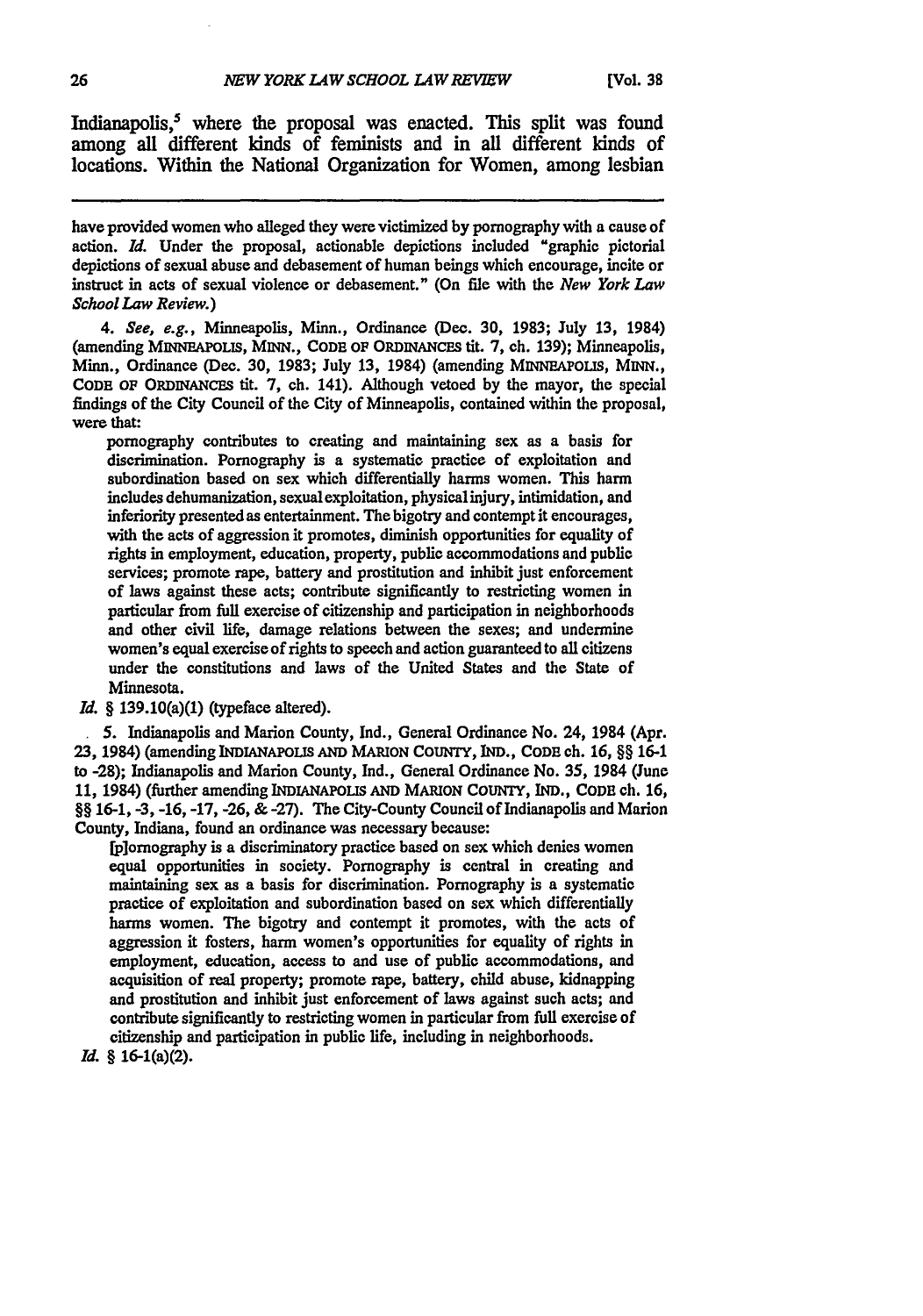Indianapolis,[5] where the proposal was enacted. This split was found among all different kinds of feminists and in all different kinds of locations. Within the National Organization for Women, among lesbian

---

have provided women who alleged they were victimized by pornography with a cause of action. *Id.* Under the proposal, actionable depictions included "graphic pictorial depictions of sexual abuse and debasement of human beings which encourage, incite or instruct in acts of sexual violence or debasement." (On file with the *New York Law School Law Review.*)

4. *See, e.g.*, Minneapolis, Minn., Ordinance (Dec. 30, 1983; July 13, 1984) (amending MINNEAPOLIS, MINN., CODE OF ORDINANCES tit. 7, ch. 139); Minneapolis, Minn., Ordinance (Dec. 30, 1983; July 13, 1984) (amending MINNEAPOLIS, MINN., CODE OF ORDINANCES tit. 7, ch. 141). Although vetoed by the mayor, the special findings of the City Council of the City of Minneapolis, contained within the proposal, were that:

> pornography contributes to creating and maintaining sex as a basis for discrimination. Pornography is a systematic practice of exploitation and subordination based on sex which differentially harms women. This harm includes dehumanization, sexual exploitation, physical injury, intimidation, and inferiority presented as entertainment. The bigotry and contempt it encourages, with the acts of aggression it promotes, diminish opportunities for equality of rights in employment, education, property, public accommodations and public services; promote rape, battery and prostitution and inhibit just enforcement of laws against these acts; contribute significantly to restricting women in particular from full exercise of citizenship and participation in neighborhoods and other civil life, damage relations between the sexes; and undermine women's equal exercise of rights to speech and action guaranteed to all citizens under the constitutions and laws of the United States and the State of Minnesota.

*Id.* § 139.10(a)(1) (typeface altered).

5. Indianapolis and Marion County, Ind., General Ordinance No. 24, 1984 (Apr. 23, 1984) (amending INDIANAPOLIS AND MARION COUNTY, IND., CODE ch. 16, §§ 16-1 to -28); Indianapolis and Marion County, Ind., General Ordinance No. 35, 1984 (June 11, 1984) (further amending INDIANAPOLIS AND MARION COUNTY, IND., CODE ch. 16, §§ 16-1, -3, -16, -17, -26, & -27). The City-County Council of Indianapolis and Marion County, Indiana, found an ordinance was necessary because:

> [p]ornography is a discriminatory practice based on sex which denies women equal opportunities in society. Pornography is central in creating and maintaining sex as a basis for discrimination. Pornography is a systematic practice of exploitation and subordination based on sex which differentially harms women. The bigotry and contempt it promotes, with the acts of aggression it fosters, harm women's opportunities for equality of rights in employment, education, access to and use of public accommodations, and acquisition of real property; promote rape, battery, child abuse, kidnapping and prostitution and inhibit just enforcement of laws against such acts; and contribute significantly to restricting women in particular from full exercise of citizenship and participation in public life, including in neighborhoods.

*Id.* § 16-1(a)(2).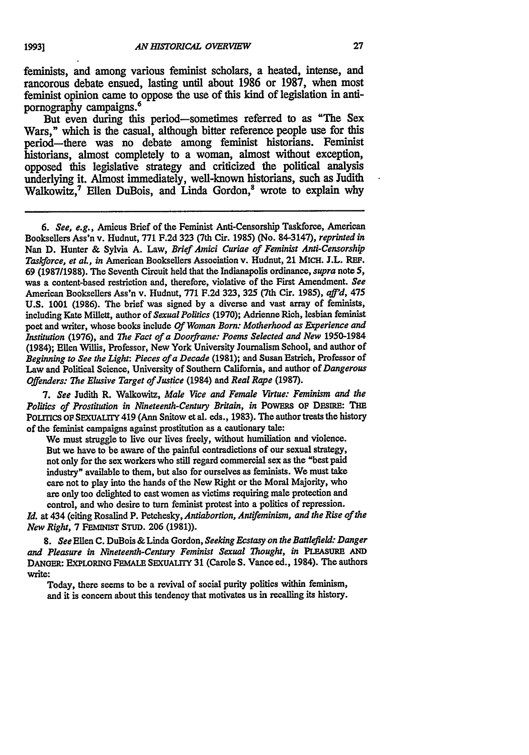feminists, and among various feminist scholars, a heated, intense, and rancorous debate ensued, lasting until about 1986 or 1987, when most feminist opinion came to oppose the use of this kind of legislation in anti-pornography campaigns.[6]

But even during this period—sometimes referred to as "The Sex Wars," which is the casual, although bitter reference people use for this period—there was no debate among feminist historians. Feminist historians, almost completely to a woman, almost without exception, opposed this legislative strategy and criticized the political analysis underlying it. Almost immediately, well-known historians, such as Judith Walkowitz,[7] Ellen DuBois, and Linda Gordon,[8] wrote to explain why

---

6. *See, e.g.*, Amicus Brief of the Feminist Anti-Censorship Taskforce, American Booksellers Ass'n v. Hudnut, 771 F.2d 323 (7th Cir. 1985) (No. 84-3147), *reprinted in* Nan D. Hunter & Sylvia A. Law, *Brief Amici Curiae of Feminist Anti-Censorship Taskforce, et al., in* American Booksellers Association v. Hudnut, 21 MICH. J.L. REF. 69 (1987/1988). The Seventh Circuit held that the Indianapolis ordinance, *supra* note 5, was a content-based restriction and, therefore, violative of the First Amendment. *See* American Booksellers Ass'n v. Hudnut, 771 F.2d 323, 325 (7th Cir. 1985), *aff'd*, 475 U.S. 1001 (1986). The brief was signed by a diverse and vast array of feminists, including Kate Millett, author of *Sexual Politics* (1970); Adrienne Rich, lesbian feminist poet and writer, whose books include *Of Woman Born: Motherhood as Experience and Institution* (1976), and *The Fact of a Doorframe: Poems Selected and New* 1950-1984 (1984); Ellen Willis, Professor, New York University Journalism School, and author of *Beginning to See the Light: Pieces of a Decade* (1981); and Susan Estrich, Professor of Law and Political Science, University of Southern California, and author of *Dangerous Offenders: The Elusive Target of Justice* (1984) and *Real Rape* (1987).

7. *See* Judith R. Walkowitz, *Male Vice and Female Virtue: Feminism and the Politics of Prostitution in Nineteenth-Century Britain, in* POWERS OF DESIRE: THE POLITICS OF SEXUALITY 419 (Ann Snitow et al. eds., 1983). The author treats the history of the feminist campaigns against prostitution as a cautionary tale:

> We must struggle to live our lives freely, without humiliation and violence. But we have to be aware of the painful contradictions of our sexual strategy, not only for the sex workers who still regard commercial sex as the "best paid industry" available to them, but also for ourselves as feminists. We must take care not to play into the hands of the New Right or the Moral Majority, who are only too delighted to cast women as victims requiring male protection and control, and who desire to turn feminist protest into a politics of repression.

*Id.* at 434 (citing Rosalind P. Petchesky, *Antiabortion, Antifeminism, and the Rise of the New Right*, 7 FEMINIST STUD. 206 (1981)).

8. *See* Ellen C. DuBois & Linda Gordon, *Seeking Ecstasy on the Battlefield: Danger and Pleasure in Nineteenth-Century Feminist Sexual Thought, in* PLEASURE AND DANGER: EXPLORING FEMALE SEXUALITY 31 (Carole S. Vance ed., 1984). The authors write:

> Today, there seems to be a revival of social purity politics within feminism, and it is concern about this tendency that motivates us in recalling its history.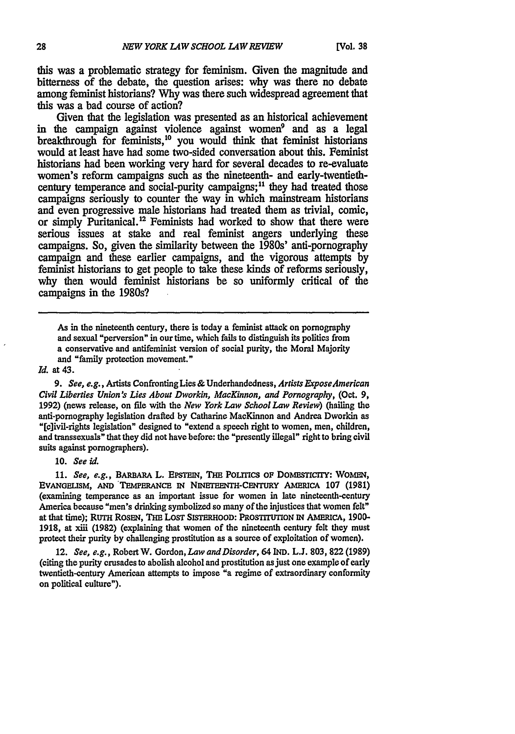this was a problematic strategy for feminism. Given the magnitude and bitterness of the debate, the question arises: why was there no debate among feminist historians? Why was there such widespread agreement that this was a bad course of action?

Given that the legislation was presented as an historical achievement in the campaign against violence against women[9] and as a legal breakthrough for feminists,[10] you would think that feminist historians would at least have had some two-sided conversation about this. Feminist historians had been working very hard for several decades to re-evaluate women's reform campaigns such as the nineteenth- and early-twentieth-century temperance and social-purity campaigns;[11] they had treated those campaigns seriously to counter the way in which mainstream historians and even progressive male historians had treated them as trivial, comic, or simply Puritanical.[12] Feminists had worked to show that there were serious issues at stake and real feminist angers underlying these campaigns. So, given the similarity between the 1980s' anti-pornography campaign and these earlier campaigns, and the vigorous attempts by feminist historians to get people to take these kinds of reforms seriously, why then would feminist historians be so uniformly critical of the campaigns in the 1980s?

---

> As in the nineteenth century, there is today a feminist attack on pornography and sexual "perversion" in our time, which fails to distinguish its politics from a conservative and antifeminist version of social purity, the Moral Majority and "family protection movement."

*Id.* at 43.

9. *See, e.g.*, Artists Confronting Lies & Underhandedness, *Artists Expose American Civil Liberties Union's Lies About Dworkin, MacKinnon, and Pornography*, (Oct. 9, 1992) (news release, on file with the *New York Law School Law Review*) (hailing the anti-pornography legislation drafted by Catharine MacKinnon and Andrea Dworkin as "[c]ivil-rights legislation" designed to "extend a speech right to women, men, children, and transsexuals" that they did not have before: the "presently illegal" right to bring civil suits against pornographers).

10. *See id.*

11. *See, e.g.*, BARBARA L. EPSTEIN, THE POLITICS OF DOMESTICITY: WOMEN, EVANGELISM, AND TEMPERANCE IN NINETEENTH-CENTURY AMERICA 107 (1981) (examining temperance as an important issue for women in late nineteenth-century America because "men's drinking symbolized so many of the injustices that women felt" at that time); RUTH ROSEN, THE LOST SISTERHOOD: PROSTITUTION IN AMERICA, 1900-1918, at xiii (1982) (explaining that women of the nineteenth century felt they must protect their purity by challenging prostitution as a source of exploitation of women).

12. *See, e.g.*, Robert W. Gordon, *Law and Disorder*, 64 IND. L.J. 803, 822 (1989) (citing the purity crusades to abolish alcohol and prostitution as just one example of early twentieth-century American attempts to impose "a regime of extraordinary conformity on political culture").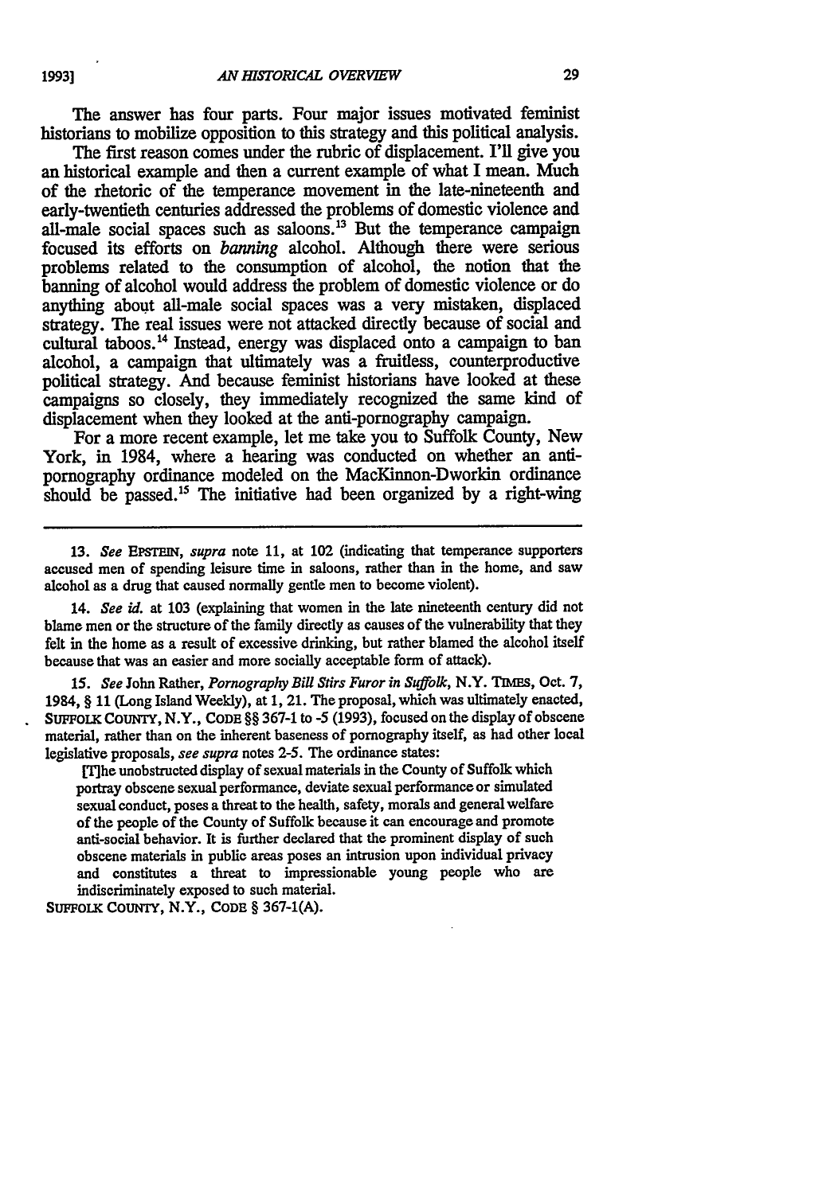The answer has four parts. Four major issues motivated feminist historians to mobilize opposition to this strategy and this political analysis.

The first reason comes under the rubric of displacement. I'll give you an historical example and then a current example of what I mean. Much of the rhetoric of the temperance movement in the late-nineteenth and early-twentieth centuries addressed the problems of domestic violence and all-male social spaces such as saloons.[13] But the temperance campaign focused its efforts on *banning* alcohol. Although there were serious problems related to the consumption of alcohol, the notion that the banning of alcohol would address the problem of domestic violence or do anything about all-male social spaces was a very mistaken, displaced strategy. The real issues were not attacked directly because of social and cultural taboos.[14] Instead, energy was displaced onto a campaign to ban alcohol, a campaign that ultimately was a fruitless, counterproductive political strategy. And because feminist historians have looked at these campaigns so closely, they immediately recognized the same kind of displacement when they looked at the anti-pornography campaign.

For a more recent example, let me take you to Suffolk County, New York, in 1984, where a hearing was conducted on whether an anti-pornography ordinance modeled on the MacKinnon-Dworkin ordinance should be passed.[15] The initiative had been organized by a right-wing

---

13. *See* EPSTEIN, *supra* note 11, at 102 (indicating that temperance supporters accused men of spending leisure time in saloons, rather than in the home, and saw alcohol as a drug that caused normally gentle men to become violent).

14. *See id.* at 103 (explaining that women in the late nineteenth century did not blame men or the structure of the family directly as causes of the vulnerability that they felt in the home as a result of excessive drinking, but rather blamed the alcohol itself because that was an easier and more socially acceptable form of attack).

15. *See* John Rather, *Pornography Bill Stirs Furor in Suffolk*, N.Y. TIMES, Oct. 7, 1984, § 11 (Long Island Weekly), at 1, 21. The proposal, which was ultimately enacted, SUFFOLK COUNTY, N.Y., CODE §§ 367-1 to -5 (1993), focused on the display of obscene material, rather than on the inherent baseness of pornography itself, as had other local legislative proposals, *see supra* notes 2-5. The ordinance states:

> [T]he unobstructed display of sexual materials in the County of Suffolk which portray obscene sexual performance, deviate sexual performance or simulated sexual conduct, poses a threat to the health, safety, morals and general welfare of the people of the County of Suffolk because it can encourage and promote anti-social behavior. It is further declared that the prominent display of such obscene materials in public areas poses an intrusion upon individual privacy and constitutes a threat to impressionable young people who are indiscriminately exposed to such material.

SUFFOLK COUNTY, N.Y., CODE § 367-1(A).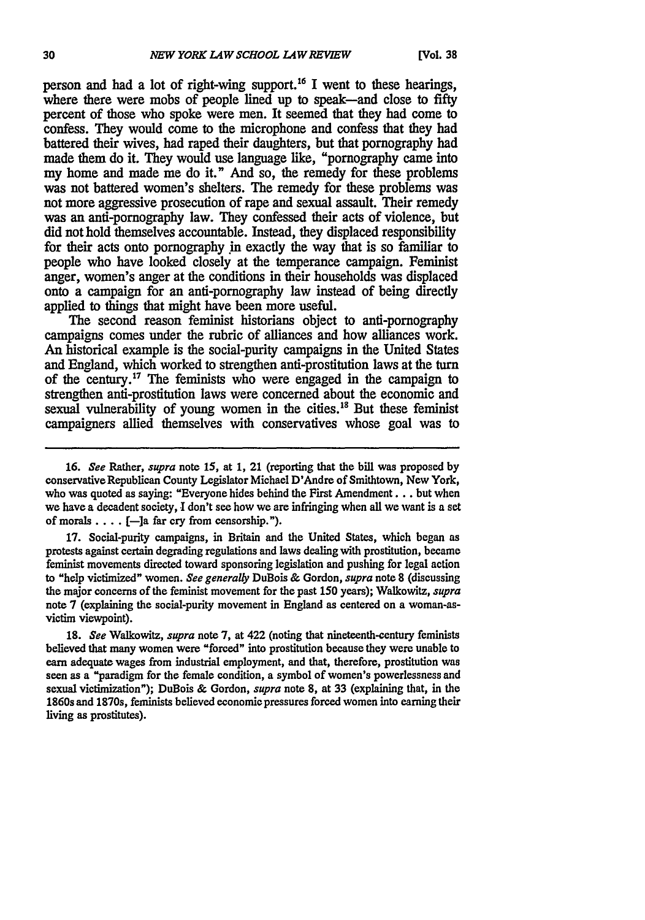person and had a lot of right-wing support.[16] I went to these hearings, where there were mobs of people lined up to speak—and close to fifty percent of those who spoke were men. It seemed that they had come to confess. They would come to the microphone and confess that they had battered their wives, had raped their daughters, but that pornography had made them do it. They would use language like, "pornography came into my home and made me do it." And so, the remedy for these problems was not battered women's shelters. The remedy for these problems was not more aggressive prosecution of rape and sexual assault. Their remedy was an anti-pornography law. They confessed their acts of violence, but did not hold themselves accountable. Instead, they displaced responsibility for their acts onto pornography in exactly the way that is so familiar to people who have looked closely at the temperance campaign. Feminist anger, women's anger at the conditions in their households was displaced onto a campaign for an anti-pornography law instead of being directly applied to things that might have been more useful.

The second reason feminist historians object to anti-pornography campaigns comes under the rubric of alliances and how alliances work. An historical example is the social-purity campaigns in the United States and England, which worked to strengthen anti-prostitution laws at the turn of the century.[17] The feminists who were engaged in the campaign to strengthen anti-prostitution laws were concerned about the economic and sexual vulnerability of young women in the cities.[18] But these feminist campaigners allied themselves with conservatives whose goal was to

---

16. *See* Rather, *supra* note 15, at 1, 21 (reporting that the bill was proposed by conservative Republican County Legislator Michael D'Andre of Smithtown, New York, who was quoted as saying: "Everyone hides behind the First Amendment . . . but when we have a decadent society, I don't see how we are infringing when all we want is a set of morals . . . . [—]a far cry from censorship.").

17. Social-purity campaigns, in Britain and the United States, which began as protests against certain degrading regulations and laws dealing with prostitution, became feminist movements directed toward sponsoring legislation and pushing for legal action to "help victimized" women. *See generally* DuBois & Gordon, *supra* note 8 (discussing the major concerns of the feminist movement for the past 150 years); Walkowitz, *supra* note 7 (explaining the social-purity movement in England as centered on a woman-as-victim viewpoint).

18. *See* Walkowitz, *supra* note 7, at 422 (noting that nineteenth-century feminists believed that many women were "forced" into prostitution because they were unable to earn adequate wages from industrial employment, and that, therefore, prostitution was seen as a "paradigm for the female condition, a symbol of women's powerlessness and sexual victimization"); DuBois & Gordon, *supra* note 8, at 33 (explaining that, in the 1860s and 1870s, feminists believed economic pressures forced women into earning their living as prostitutes).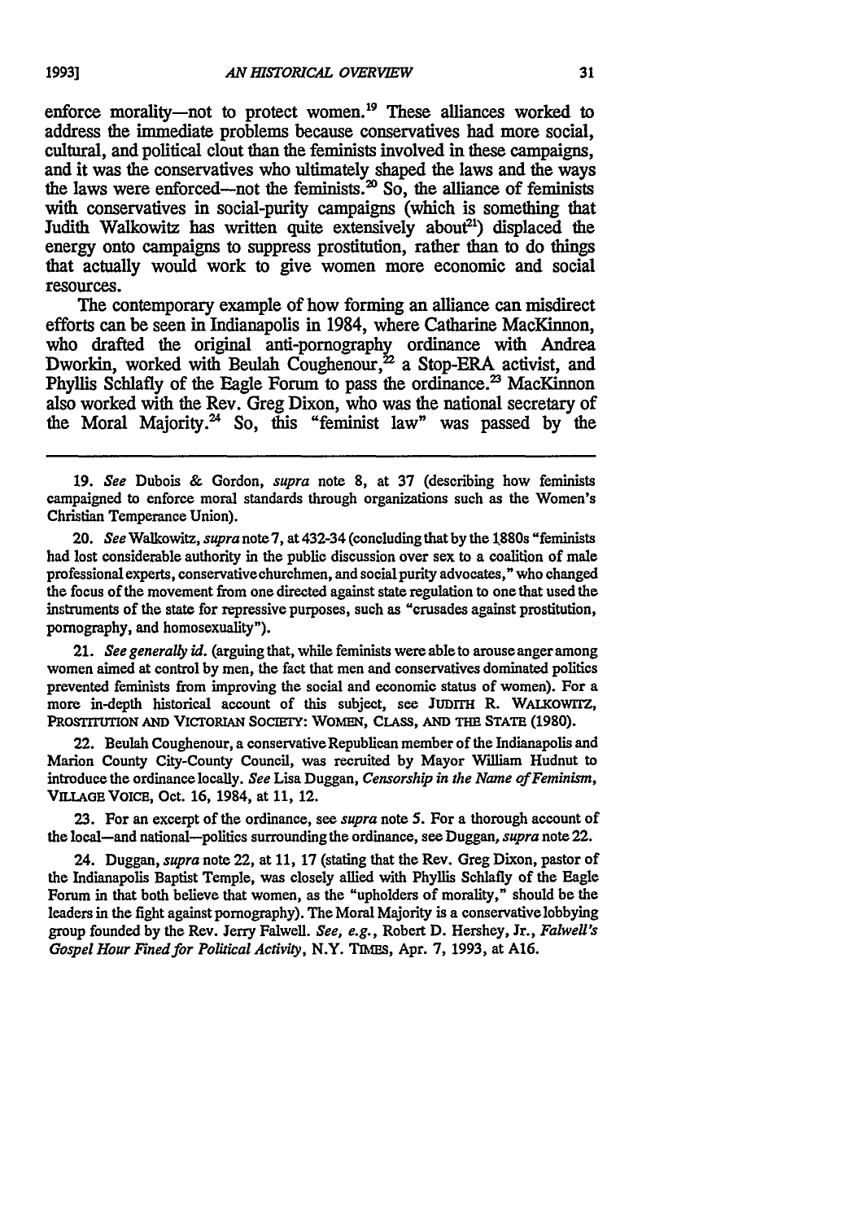enforce morality—not to protect women.[19] These alliances worked to address the immediate problems because conservatives had more social, cultural, and political clout than the feminists involved in these campaigns, and it was the conservatives who ultimately shaped the laws and the ways the laws were enforced—not the feminists.[20] So, the alliance of feminists with conservatives in social-purity campaigns (which is something that Judith Walkowitz has written quite extensively about[21]) displaced the energy onto campaigns to suppress prostitution, rather than to do things that actually would work to give women more economic and social resources.

The contemporary example of how forming an alliance can misdirect efforts can be seen in Indianapolis in 1984, where Catharine MacKinnon, who drafted the original anti-pornography ordinance with Andrea Dworkin, worked with Beulah Coughenour,[22] a Stop-ERA activist, and Phyllis Schlafly of the Eagle Forum to pass the ordinance.[23] MacKinnon also worked with the Rev. Greg Dixon, who was the national secretary of the Moral Majority.[24] So, this "feminist law" was passed by the

---

19. *See* Dubois & Gordon, *supra* note 8, at 37 (describing how feminists campaigned to enforce moral standards through organizations such as the Women's Christian Temperance Union).

20. *See* Walkowitz, *supra* note 7, at 432-34 (concluding that by the 1880s "feminists had lost considerable authority in the public discussion over sex to a coalition of male professional experts, conservative churchmen, and social purity advocates," who changed the focus of the movement from one directed against state regulation to one that used the instruments of the state for repressive purposes, such as "crusades against prostitution, pornography, and homosexuality").

21. *See generally id.* (arguing that, while feminists were able to arouse anger among women aimed at control by men, the fact that men and conservatives dominated politics prevented feminists from improving the social and economic status of women). For a more in-depth historical account of this subject, see JUDITH R. WALKOWITZ, PROSTITUTION AND VICTORIAN SOCIETY: WOMEN, CLASS, AND THE STATE (1980).

22. Beulah Coughenour, a conservative Republican member of the Indianapolis and Marion County City-County Council, was recruited by Mayor William Hudnut to introduce the ordinance locally. *See* Lisa Duggan, *Censorship in the Name of Feminism*, VILLAGE VOICE, Oct. 16, 1984, at 11, 12.

23. For an excerpt of the ordinance, see *supra* note 5. For a thorough account of the local—and national—politics surrounding the ordinance, see Duggan, *supra* note 22.

24. Duggan, *supra* note 22, at 11, 17 (stating that the Rev. Greg Dixon, pastor of the Indianapolis Baptist Temple, was closely allied with Phyllis Schlafly of the Eagle Forum in that both believe that women, as the "upholders of morality," should be the leaders in the fight against pornography). The Moral Majority is a conservative lobbying group founded by the Rev. Jerry Falwell. *See, e.g.*, Robert D. Hershey, Jr., *Falwell's Gospel Hour Fined for Political Activity*, N.Y. TIMES, Apr. 7, 1993, at A16.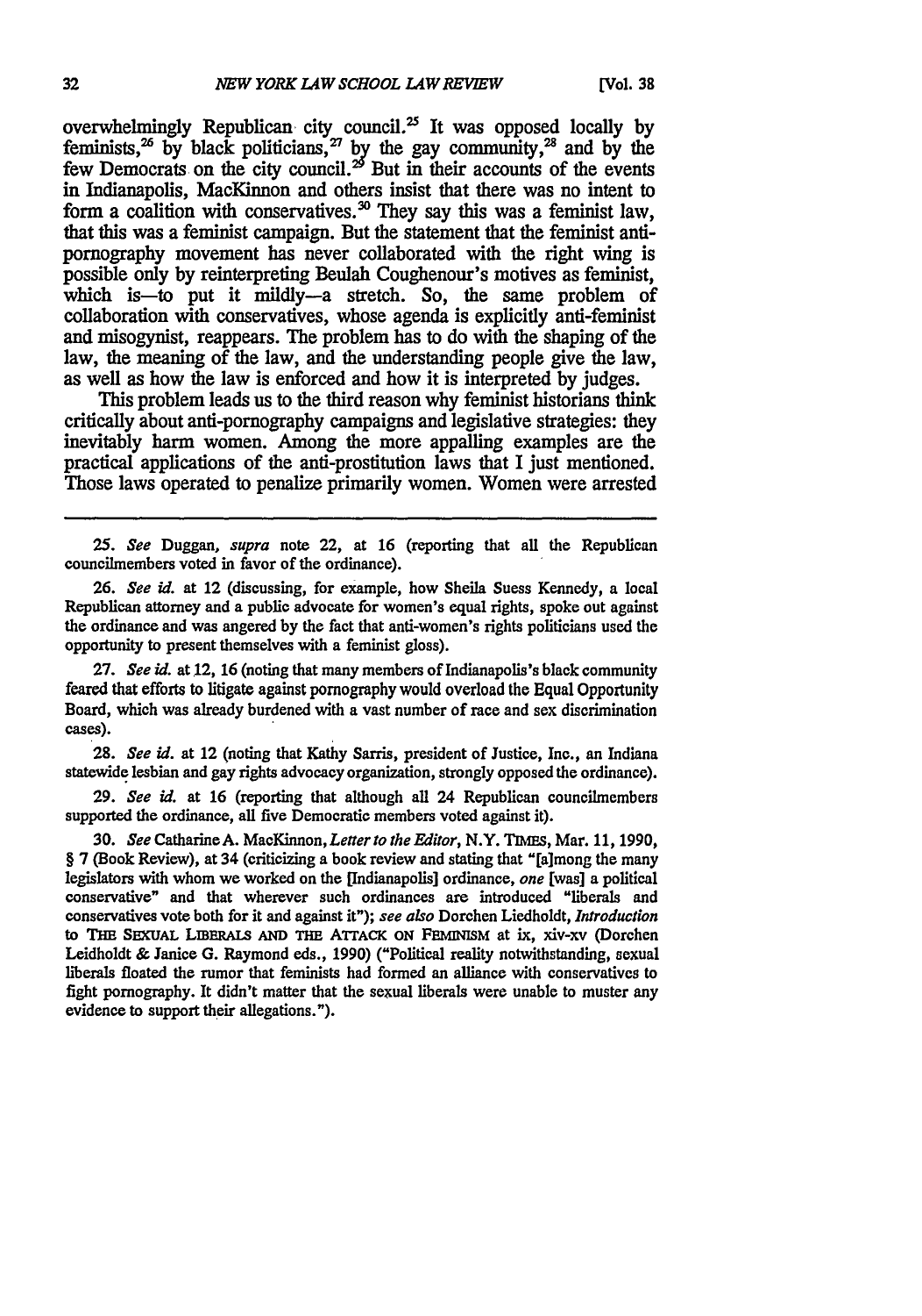overwhelmingly Republican city council.[25] It was opposed locally by feminists,[26] by black politicians,[27] by the gay community,[28] and by the few Democrats on the city council.[29] But in their accounts of the events in Indianapolis, MacKinnon and others insist that there was no intent to form a coalition with conservatives.[30] They say this was a feminist law, that this was a feminist campaign. But the statement that the feminist anti-pornography movement has never collaborated with the right wing is possible only by reinterpreting Beulah Coughenour's motives as feminist, which is—to put it mildly—a stretch. So, the same problem of collaboration with conservatives, whose agenda is explicitly anti-feminist and misogynist, reappears. The problem has to do with the shaping of the law, the meaning of the law, and the understanding people give the law, as well as how the law is enforced and how it is interpreted by judges.

This problem leads us to the third reason why feminist historians think critically about anti-pornography campaigns and legislative strategies: they inevitably harm women. Among the more appalling examples are the practical applications of the anti-prostitution laws that I just mentioned. Those laws operated to penalize primarily women. Women were arrested

---

25. *See* Duggan, *supra* note 22, at 16 (reporting that all the Republican councilmembers voted in favor of the ordinance).

26. *See id.* at 12 (discussing, for example, how Sheila Suess Kennedy, a local Republican attorney and a public advocate for women's equal rights, spoke out against the ordinance and was angered by the fact that anti-women's rights politicians used the opportunity to present themselves with a feminist gloss).

27. *See id.* at 12, 16 (noting that many members of Indianapolis's black community feared that efforts to litigate against pornography would overload the Equal Opportunity Board, which was already burdened with a vast number of race and sex discrimination cases).

28. *See id.* at 12 (noting that Kathy Sarris, president of Justice, Inc., an Indiana statewide lesbian and gay rights advocacy organization, strongly opposed the ordinance).

29. *See id.* at 16 (reporting that although all 24 Republican councilmembers supported the ordinance, all five Democratic members voted against it).

30. *See* Catharine A. MacKinnon, *Letter to the Editor*, N.Y. TIMES, Mar. 11, 1990, § 7 (Book Review), at 34 (criticizing a book review and stating that "[a]mong the many legislators with whom we worked on the [Indianapolis] ordinance, *one* [was] a political conservative" and that wherever such ordinances are introduced "liberals and conservatives vote both for it and against it"); *see also* Dorchen Liedholdt, *Introduction* to THE SEXUAL LIBERALS AND THE ATTACK ON FEMINISM at ix, xiv-xv (Dorchen Leidholdt & Janice G. Raymond eds., 1990) ("Political reality notwithstanding, sexual liberals floated the rumor that feminists had formed an alliance with conservatives to fight pornography. It didn't matter that the sexual liberals were unable to muster any evidence to support their allegations.").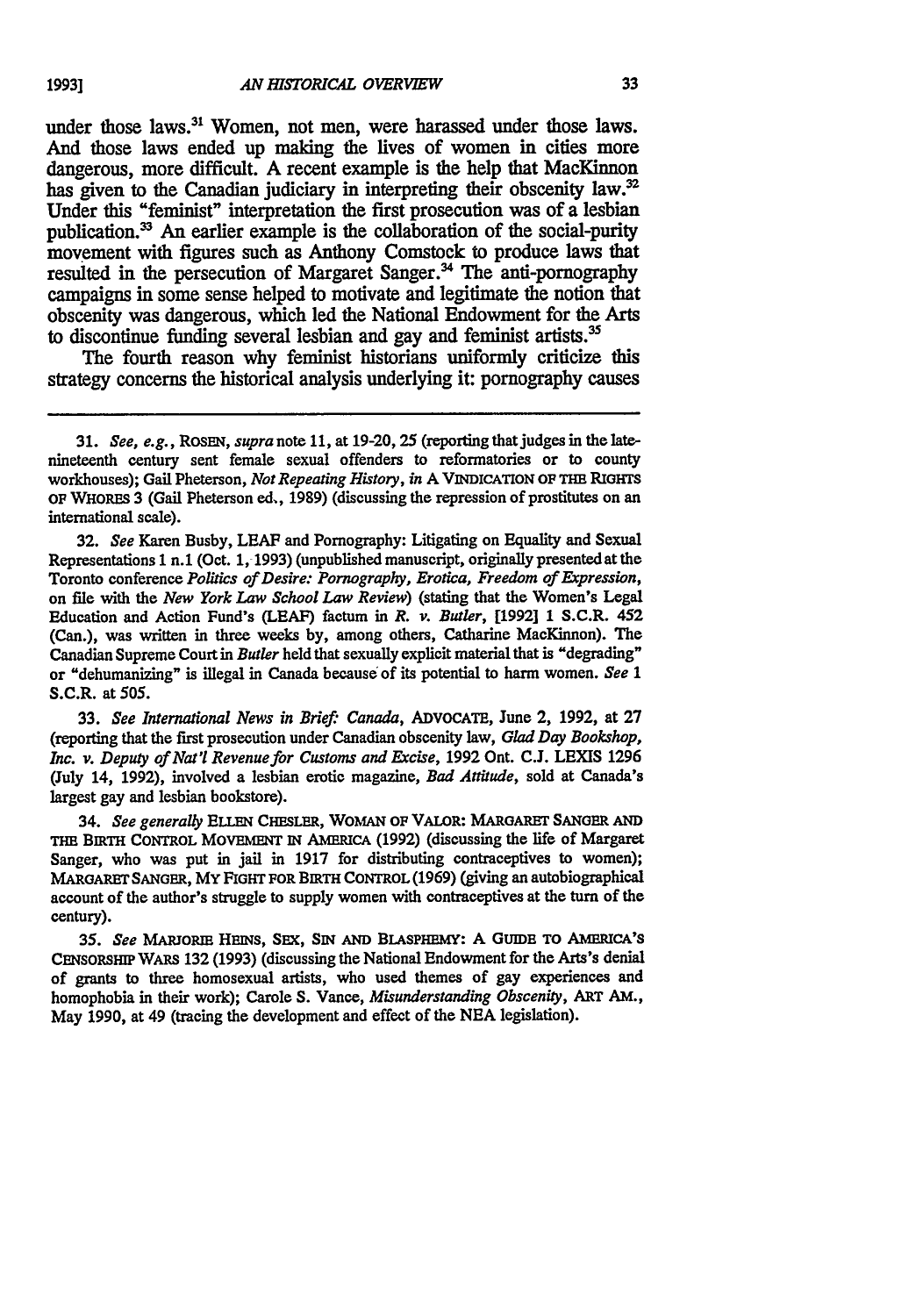under those laws.[31] Women, not men, were harassed under those laws. And those laws ended up making the lives of women in cities more dangerous, more difficult. A recent example is the help that MacKinnon has given to the Canadian judiciary in interpreting their obscenity law.[32] Under this "feminist" interpretation the first prosecution was of a lesbian publication.[33] An earlier example is the collaboration of the social-purity movement with figures such as Anthony Comstock to produce laws that resulted in the persecution of Margaret Sanger.[34] The anti-pornography campaigns in some sense helped to motivate and legitimate the notion that obscenity was dangerous, which led the National Endowment for the Arts to discontinue funding several lesbian and gay and feminist artists.[35]

The fourth reason why feminist historians uniformly criticize this strategy concerns the historical analysis underlying it: pornography causes

---

31. *See, e.g.*, ROSEN, *supra* note 11, at 19-20, 25 (reporting that judges in the late-nineteenth century sent female sexual offenders to reformatories or to county workhouses); Gail Pheterson, *Not Repeating History*, *in* A VINDICATION OF THE RIGHTS OF WHORES 3 (Gail Pheterson ed., 1989) (discussing the repression of prostitutes on an international scale).

32. *See* Karen Busby, LEAF and Pornography: Litigating on Equality and Sexual Representations 1 n.1 (Oct. 1, 1993) (unpublished manuscript, originally presented at the Toronto conference *Politics of Desire: Pornography, Erotica, Freedom of Expression*, on file with the *New York Law School Law Review*) (stating that the Women's Legal Education and Action Fund's (LEAF) factum in *R. v. Butler*, [1992] 1 S.C.R. 452 (Can.), was written in three weeks by, among others, Catharine MacKinnon). The Canadian Supreme Court in *Butler* held that sexually explicit material that is "degrading" or "dehumanizing" is illegal in Canada because of its potential to harm women. *See* 1 S.C.R. at 505.

33. *See International News in Brief: Canada*, ADVOCATE, June 2, 1992, at 27 (reporting that the first prosecution under Canadian obscenity law, *Glad Day Bookshop, Inc. v. Deputy of Nat'l Revenue for Customs and Excise*, 1992 Ont. C.J. LEXIS 1296 (July 14, 1992), involved a lesbian erotic magazine, *Bad Attitude*, sold at Canada's largest gay and lesbian bookstore).

34. *See generally* ELLEN CHESLER, WOMAN OF VALOR: MARGARET SANGER AND THE BIRTH CONTROL MOVEMENT IN AMERICA (1992) (discussing the life of Margaret Sanger, who was put in jail in 1917 for distributing contraceptives to women); MARGARET SANGER, MY FIGHT FOR BIRTH CONTROL (1969) (giving an autobiographical account of the author's struggle to supply women with contraceptives at the turn of the century).

35. *See* MARJORIE HEINS, SEX, SIN AND BLASPHEMY: A GUIDE TO AMERICA'S CENSORSHIP WARS 132 (1993) (discussing the National Endowment for the Arts's denial of grants to three homosexual artists, who used themes of gay experiences and homophobia in their work); Carole S. Vance, *Misunderstanding Obscenity*, ART AM., May 1990, at 49 (tracing the development and effect of the NEA legislation).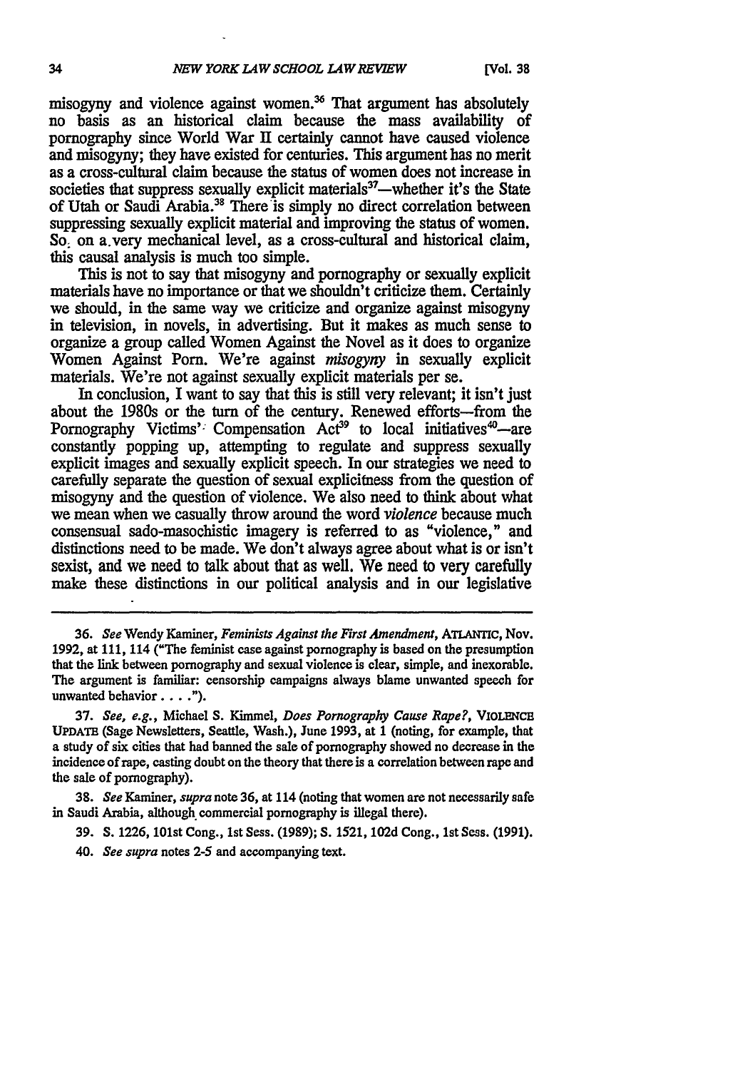misogyny and violence against women.[36] That argument has absolutely no basis as an historical claim because the mass availability of pornography since World War II certainly cannot have caused violence and misogyny; they have existed for centuries. This argument has no merit as a cross-cultural claim because the status of women does not increase in societies that suppress sexually explicit materials[37]—whether it's the State of Utah or Saudi Arabia.[38] There is simply no direct correlation between suppressing sexually explicit material and improving the status of women. So on a very mechanical level, as a cross-cultural and historical claim, this causal analysis is much too simple.

This is not to say that misogyny and pornography or sexually explicit materials have no importance or that we shouldn't criticize them. Certainly we should, in the same way we criticize and organize against misogyny in television, in novels, in advertising. But it makes as much sense to organize a group called Women Against the Novel as it does to organize Women Against Porn. We're against *misogyny* in sexually explicit materials. We're not against sexually explicit materials per se.

In conclusion, I want to say that this is still very relevant; it isn't just about the 1980s or the turn of the century. Renewed efforts—from the Pornography Victims' Compensation Act[39] to local initiatives[40]—are constantly popping up, attempting to regulate and suppress sexually explicit images and sexually explicit speech. In our strategies we need to carefully separate the question of sexual explicitness from the question of misogyny and the question of violence. We also need to think about what we mean when we casually throw around the word *violence* because much consensual sado-masochistic imagery is referred to as "violence," and distinctions need to be made. We don't always agree about what is or isn't sexist, and we need to talk about that as well. We need to very carefully make these distinctions in our political analysis and in our legislative

---

36. *See* Wendy Kaminer, *Feminists Against the First Amendment*, ATLANTIC, Nov. 1992, at 111, 114 ("The feminist case against pornography is based on the presumption that the link between pornography and sexual violence is clear, simple, and inexorable. The argument is familiar: censorship campaigns always blame unwanted speech for unwanted behavior . . . .").

37. *See, e.g.*, Michael S. Kimmel, *Does Pornography Cause Rape?*, VIOLENCE UPDATE (Sage Newsletters, Seattle, Wash.), June 1993, at 1 (noting, for example, that a study of six cities that had banned the sale of pornography showed no decrease in the incidence of rape, casting doubt on the theory that there is a correlation between rape and the sale of pornography).

38. *See* Kaminer, *supra* note 36, at 114 (noting that women are not necessarily safe in Saudi Arabia, although commercial pornography is illegal there).

39. S. 1226, 101st Cong., 1st Sess. (1989); S. 1521, 102d Cong., 1st Sess. (1991).

40. *See supra* notes 2-5 and accompanying text.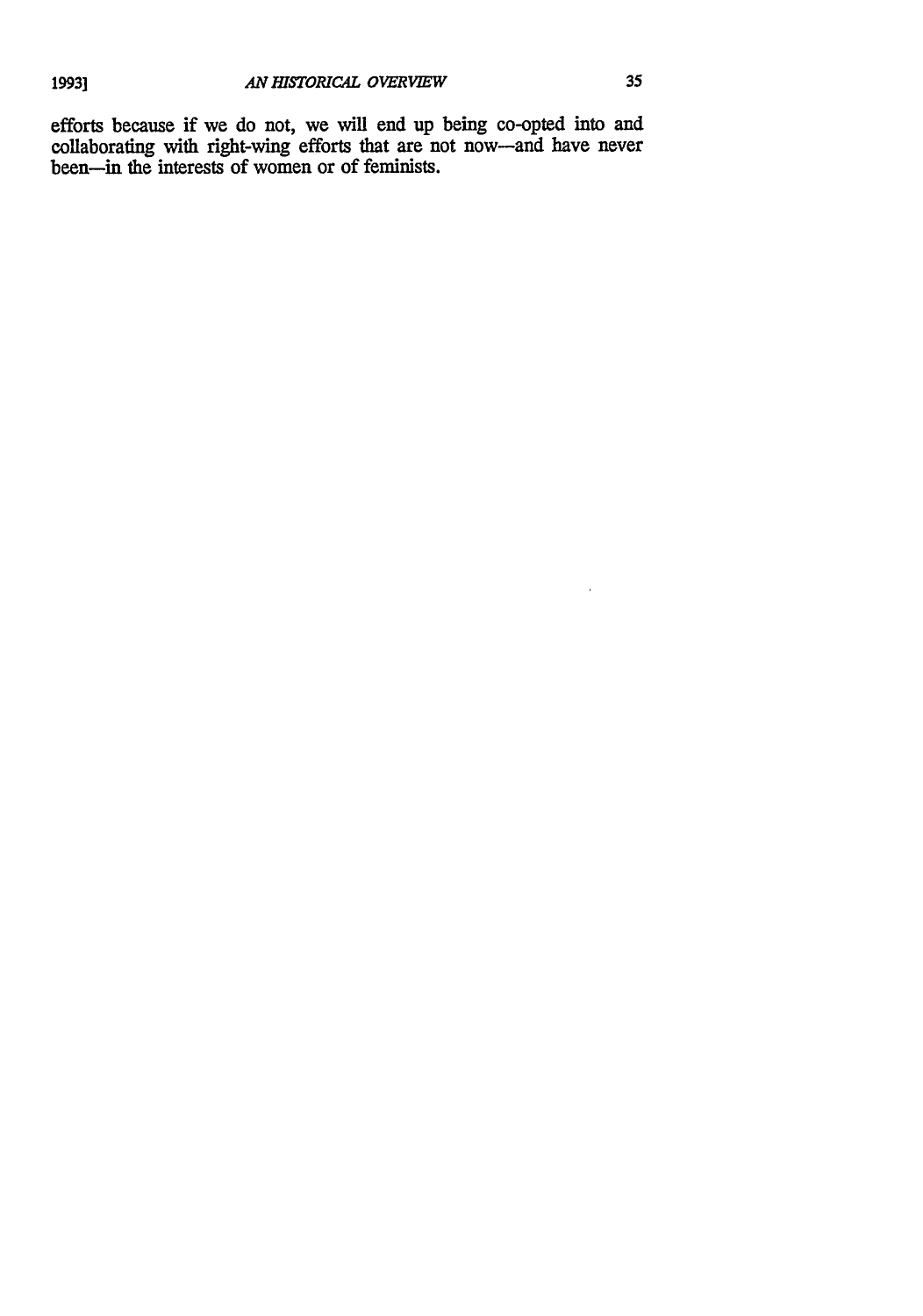efforts because if we do not, we will end up being co-opted into and collaborating with right-wing efforts that are not now—and have never been—in the interests of women or of feminists.